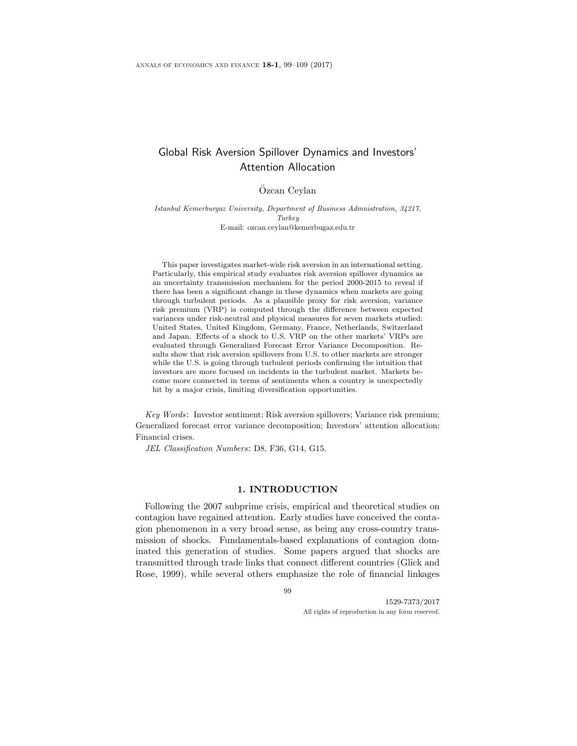# Global Risk Aversion Spillover Dynamics and Investors' Attention Allocation

Özcan Ceylan

*Istanbul Kemerburgaz University, Department of Business Admnistration, 34217, Turkey*
E-mail: ozcan.ceylan@kemerbugaz.edu.tr

This paper investigates market-wide risk aversion in an international setting. Particularly, this empirical study evaluates risk aversion spillover dynamics as an uncertainty transmission mechanism for the period 2000-2015 to reveal if there has been a significant change in these dynamics when markets are going through turbulent periods. As a plausible proxy for risk aversion, variance risk premium (VRP) is computed through the difference between expected variances under risk-neutral and physical measures for seven markets studied: United States, United Kingdom, Germany, France, Netherlands, Switzerland and Japan. Effects of a shock to U.S. VRP on the other markets' VRPs are evaluated through Generalized Forecast Error Variance Decomposition. Results show that risk aversion spillovers from U.S. to other markets are stronger while the U.S. is going through turbulent periods confirming the intuition that investors are more focused on incidents in the turbulent market. Markets become more connected in terms of sentiments when a country is unexpectedly hit by a major crisis, limiting diversification opportunities.

*Key Words*: Investor sentiment; Risk aversion spillovers; Variance risk premium; Generalized forecast error variance decomposition; Investors' attention allocation; Financial crises.

*JEL Classification Numbers*: D8, F36, G14, G15.

## 1. INTRODUCTION

Following the 2007 subprime crisis, empirical and theoretical studies on contagion have regained attention. Early studies have conceived the contagion phenomenon in a very broad sense, as being any cross-country transmission of shocks. Fundamentals-based explanations of contagion dominated this generation of studies. Some papers argued that shocks are transmitted through trade links that connect different countries (Glick and Rose, 1999), while several others emphasize the role of financial linkages

1529-7373/2017
All rights of reproduction in any form reserved.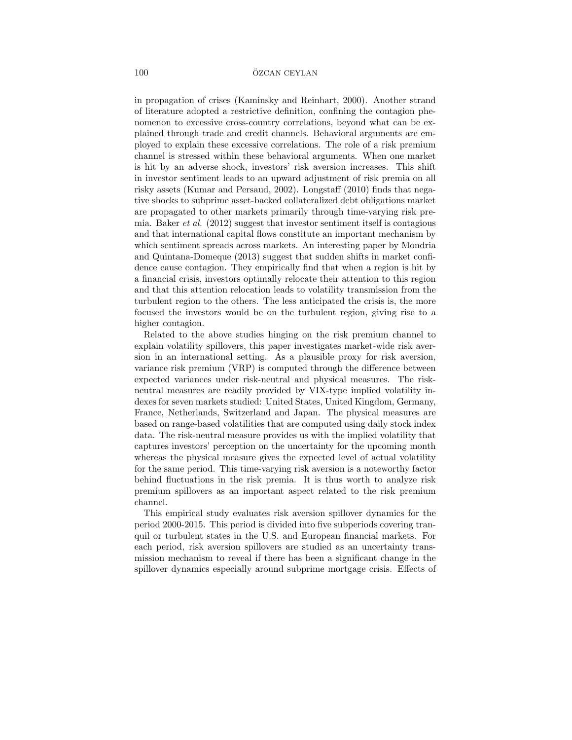in propagation of crises (Kaminsky and Reinhart, 2000). Another strand of literature adopted a restrictive definition, confining the contagion phenomenon to excessive cross-country correlations, beyond what can be explained through trade and credit channels. Behavioral arguments are employed to explain these excessive correlations. The role of a risk premium channel is stressed within these behavioral arguments. When one market is hit by an adverse shock, investors' risk aversion increases. This shift in investor sentiment leads to an upward adjustment of risk premia on all risky assets (Kumar and Persaud, 2002). Longstaff (2010) finds that negative shocks to subprime asset-backed collateralized debt obligations market are propagated to other markets primarily through time-varying risk premia. Baker *et al.* (2012) suggest that investor sentiment itself is contagious and that international capital flows constitute an important mechanism by which sentiment spreads across markets. An interesting paper by Mondria and Quintana-Domeque (2013) suggest that sudden shifts in market confidence cause contagion. They empirically find that when a region is hit by a financial crisis, investors optimally relocate their attention to this region and that this attention relocation leads to volatility transmission from the turbulent region to the others. The less anticipated the crisis is, the more focused the investors would be on the turbulent region, giving rise to a higher contagion.

Related to the above studies hinging on the risk premium channel to explain volatility spillovers, this paper investigates market-wide risk aversion in an international setting. As a plausible proxy for risk aversion, variance risk premium (VRP) is computed through the difference between expected variances under risk-neutral and physical measures. The risk-neutral measures are readily provided by VIX-type implied volatility indexes for seven markets studied: United States, United Kingdom, Germany, France, Netherlands, Switzerland and Japan. The physical measures are based on range-based volatilities that are computed using daily stock index data. The risk-neutral measure provides us with the implied volatility that captures investors' perception on the uncertainty for the upcoming month whereas the physical measure gives the expected level of actual volatility for the same period. This time-varying risk aversion is a noteworthy factor behind fluctuations in the risk premia. It is thus worth to analyze risk premium spillovers as an important aspect related to the risk premium channel.

This empirical study evaluates risk aversion spillover dynamics for the period 2000-2015. This period is divided into five subperiods covering tranquil or turbulent states in the U.S. and European financial markets. For each period, risk aversion spillovers are studied as an uncertainty transmission mechanism to reveal if there has been a significant change in the spillover dynamics especially around subprime mortgage crisis. Effects of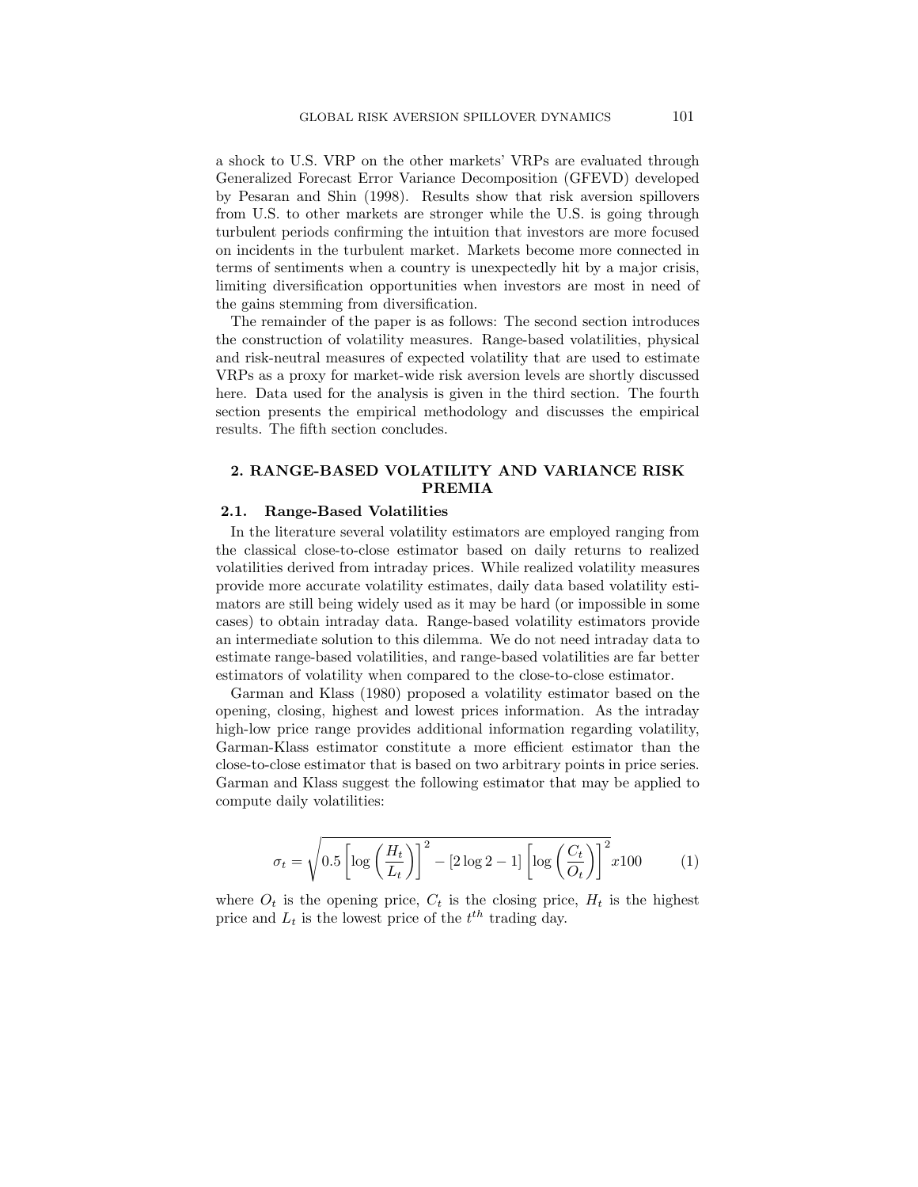a shock to U.S. VRP on the other markets' VRPs are evaluated through Generalized Forecast Error Variance Decomposition (GFEVD) developed by Pesaran and Shin (1998). Results show that risk aversion spillovers from U.S. to other markets are stronger while the U.S. is going through turbulent periods confirming the intuition that investors are more focused on incidents in the turbulent market. Markets become more connected in terms of sentiments when a country is unexpectedly hit by a major crisis, limiting diversification opportunities when investors are most in need of the gains stemming from diversification.

The remainder of the paper is as follows: The second section introduces the construction of volatility measures. Range-based volatilities, physical and risk-neutral measures of expected volatility that are used to estimate VRPs as a proxy for market-wide risk aversion levels are shortly discussed here. Data used for the analysis is given in the third section. The fourth section presents the empirical methodology and discusses the empirical results. The fifth section concludes.

## 2. RANGE-BASED VOLATILITY AND VARIANCE RISK PREMIA

### 2.1. Range-Based Volatilities

In the literature several volatility estimators are employed ranging from the classical close-to-close estimator based on daily returns to realized volatilities derived from intraday prices. While realized volatility measures provide more accurate volatility estimates, daily data based volatility estimators are still being widely used as it may be hard (or impossible in some cases) to obtain intraday data. Range-based volatility estimators provide an intermediate solution to this dilemma. We do not need intraday data to estimate range-based volatilities, and range-based volatilities are far better estimators of volatility when compared to the close-to-close estimator.

Garman and Klass (1980) proposed a volatility estimator based on the opening, closing, highest and lowest prices information. As the intraday high-low price range provides additional information regarding volatility, Garman-Klass estimator constitute a more efficient estimator than the close-to-close estimator that is based on two arbitrary points in price series. Garman and Klass suggest the following estimator that may be applied to compute daily volatilities:

$$\sigma_t = \sqrt{0.5\left[\log\left(\frac{H_t}{L_t}\right)\right]^2 - [2\log 2 - 1]\left[\log\left(\frac{C_t}{O_t}\right)\right]^2} x100 \qquad (1)$$

where $O_t$ is the opening price, $C_t$ is the closing price, $H_t$ is the highest price and $L_t$ is the lowest price of the $t^{th}$ trading day.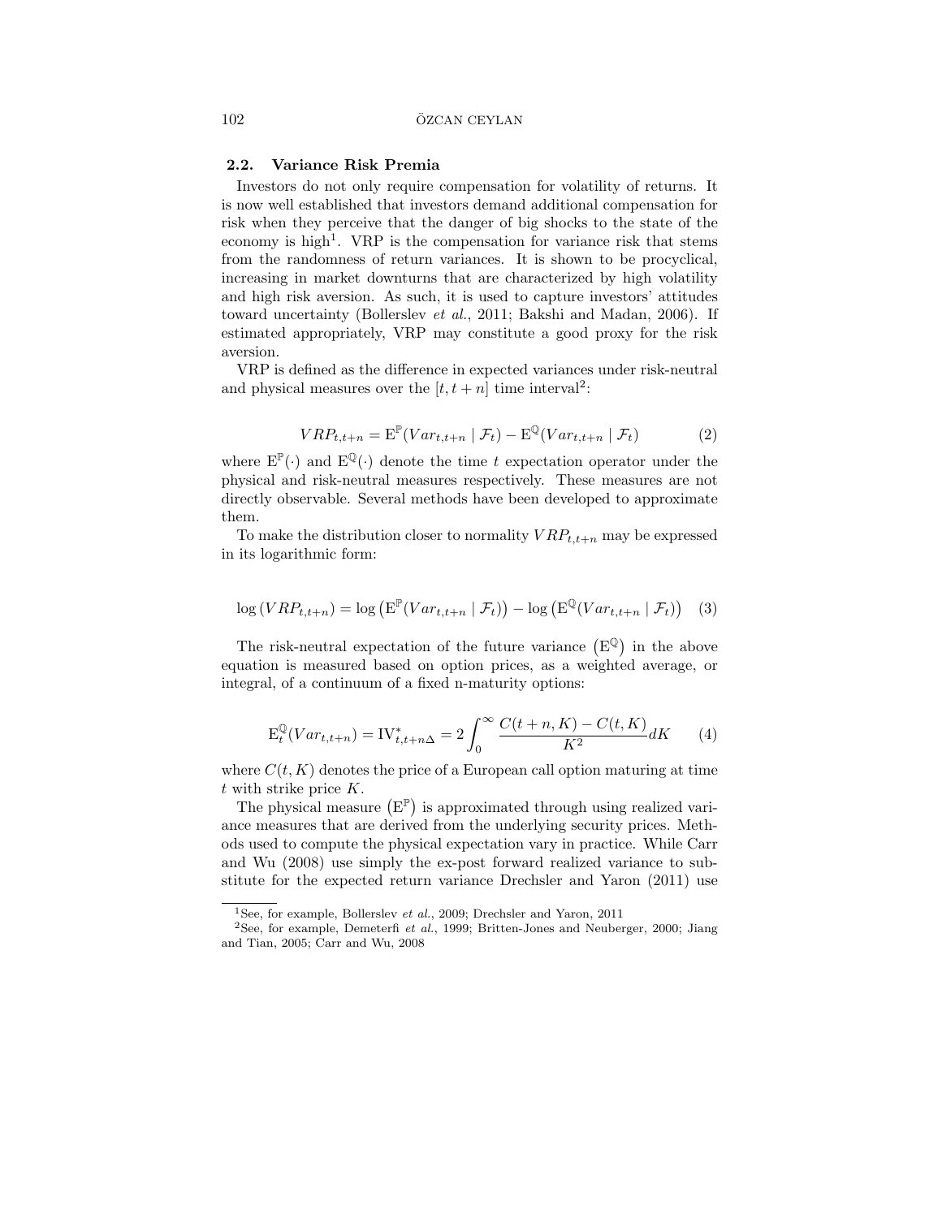### 2.2. Variance Risk Premia

Investors do not only require compensation for volatility of returns. It is now well established that investors demand additional compensation for risk when they perceive that the danger of big shocks to the state of the economy is high[1]. VRP is the compensation for variance risk that stems from the randomness of return variances. It is shown to be procyclical, increasing in market downturns that are characterized by high volatility and high risk aversion. As such, it is used to capture investors' attitudes toward uncertainty (Bollerslev *et al.*, 2011; Bakshi and Madan, 2006). If estimated appropriately, VRP may constitute a good proxy for the risk aversion.

VRP is defined as the difference in expected variances under risk-neutral and physical measures over the $[t, t+n]$ time interval[2]:

$$VRP_{t,t+n} = \mathrm{E}^{\mathbb{P}}(Var_{t,t+n} \mid \mathcal{F}_t) - \mathrm{E}^{\mathbb{Q}}(Var_{t,t+n} \mid \mathcal{F}_t) \tag{2}$$

where $\mathrm{E}^{\mathbb{P}}(\cdot)$ and $\mathrm{E}^{\mathbb{Q}}(\cdot)$ denote the time $t$ expectation operator under the physical and risk-neutral measures respectively. These measures are not directly observable. Several methods have been developed to approximate them.

To make the distribution closer to normality $VRP_{t,t+n}$ may be expressed in its logarithmic form:

$$\log\left(VRP_{t,t+n}\right) = \log\left(\mathrm{E}^{\mathbb{P}}(Var_{t,t+n} \mid \mathcal{F}_t)\right) - \log\left(\mathrm{E}^{\mathbb{Q}}(Var_{t,t+n} \mid \mathcal{F}_t)\right) \tag{3}$$

The risk-neutral expectation of the future variance $\left(\mathrm{E}^{\mathbb{Q}}\right)$ in the above equation is measured based on option prices, as a weighted average, or integral, of a continuum of a fixed n-maturity options:

$$\mathrm{E}_t^{\mathbb{Q}}(Var_{t,t+n}) = \mathrm{IV}^*_{t,t+n\Delta} = 2\int_0^{\infty} \frac{C(t+n,K) - C(t,K)}{K^2} dK \tag{4}$$

where $C(t, K)$ denotes the price of a European call option maturing at time $t$ with strike price $K$.

The physical measure $\left(\mathrm{E}^{\mathbb{P}}\right)$ is approximated through using realized variance measures that are derived from the underlying security prices. Methods used to compute the physical expectation vary in practice. While Carr and Wu (2008) use simply the ex-post forward realized variance to substitute for the expected return variance Drechsler and Yaron (2011) use

[1] See, for example, Bollerslev *et al.*, 2009; Drechsler and Yaron, 2011

[2] See, for example, Demeterfi *et al.*, 1999; Britten-Jones and Neuberger, 2000; Jiang and Tian, 2005; Carr and Wu, 2008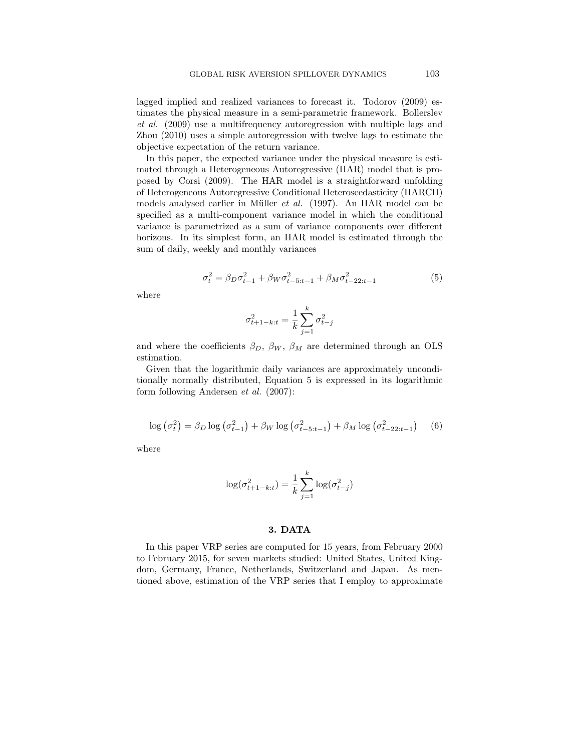lagged implied and realized variances to forecast it. Todorov (2009) estimates the physical measure in a semi-parametric framework. Bollerslev *et al.* (2009) use a multifrequency autoregression with multiple lags and Zhou (2010) uses a simple autoregression with twelve lags to estimate the objective expectation of the return variance.

In this paper, the expected variance under the physical measure is estimated through a Heterogeneous Autoregressive (HAR) model that is proposed by Corsi (2009). The HAR model is a straightforward unfolding of Heterogeneous Autoregressive Conditional Heteroscedasticity (HARCH) models analysed earlier in Müller *et al.* (1997). An HAR model can be specified as a multi-component variance model in which the conditional variance is parametrized as a sum of variance components over different horizons. In its simplest form, an HAR model is estimated through the sum of daily, weekly and monthly variances

$$\sigma_t^2 = \beta_D \sigma_{t-1}^2 + \beta_W \sigma_{t-5:t-1}^2 + \beta_M \sigma_{t-22:t-1}^2 \tag{5}$$

where

$$\sigma_{t+1-k:t}^2 = \frac{1}{k} \sum_{j=1}^{k} \sigma_{t-j}^2$$

and where the coefficients $\beta_D$, $\beta_W$, $\beta_M$ are determined through an OLS estimation.

Given that the logarithmic daily variances are approximately unconditionally normally distributed, Equation 5 is expressed in its logarithmic form following Andersen *et al.* (2007):

$$\log\left(\sigma_t^2\right) = \beta_D \log\left(\sigma_{t-1}^2\right) + \beta_W \log\left(\sigma_{t-5:t-1}^2\right) + \beta_M \log\left(\sigma_{t-22:t-1}^2\right) \tag{6}$$

where

$$\log(\sigma_{t+1-k:t}^2) = \frac{1}{k} \sum_{j=1}^{k} \log(\sigma_{t-j}^2)$$

## 3. DATA

In this paper VRP series are computed for 15 years, from February 2000 to February 2015, for seven markets studied: United States, United Kingdom, Germany, France, Netherlands, Switzerland and Japan. As mentioned above, estimation of the VRP series that I employ to approximate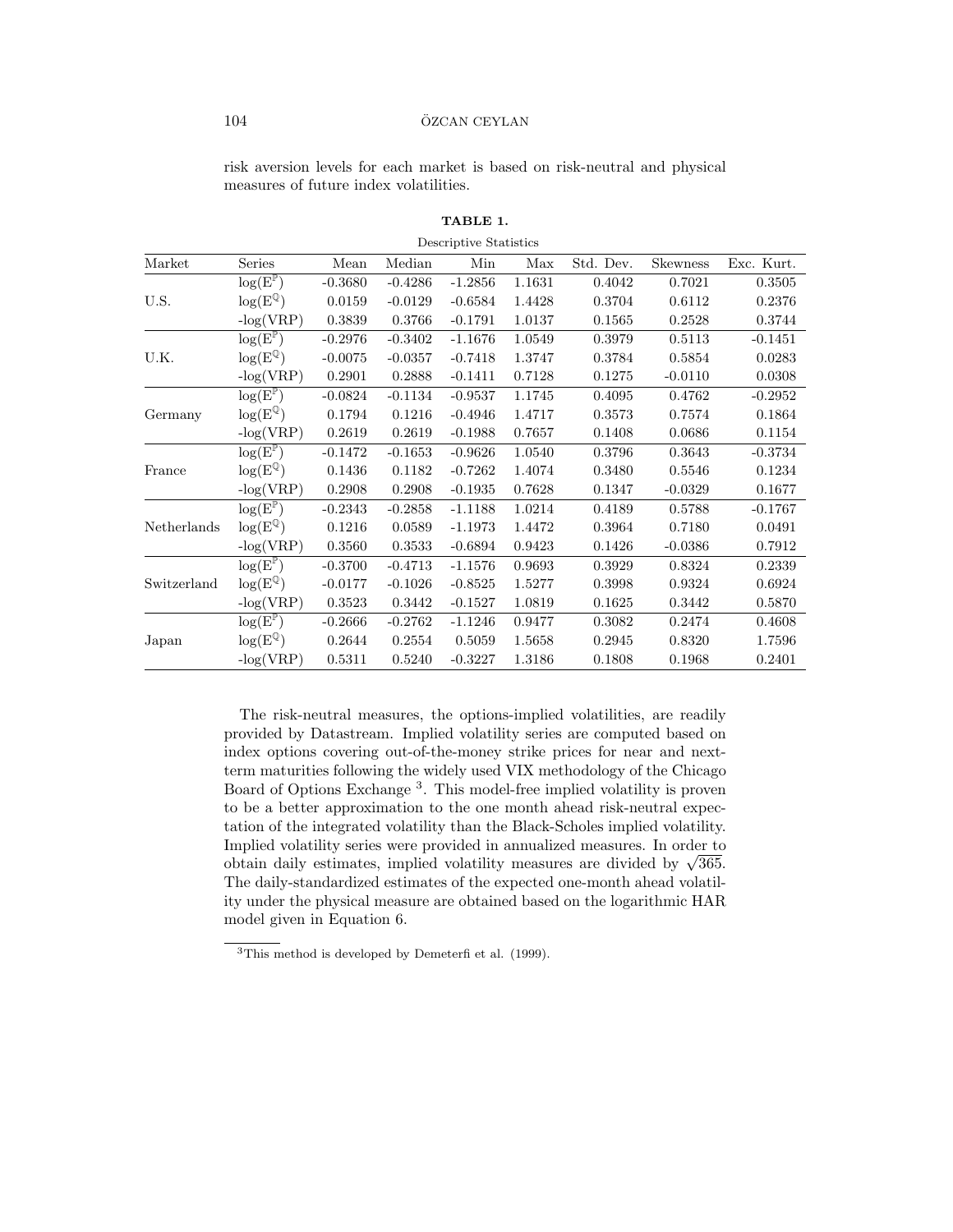risk aversion levels for each market is based on risk-neutral and physical measures of future index volatilities.

**TABLE 1.**

Descriptive Statistics

| Market | Series | Mean | Median | Min | Max | Std. Dev. | Skewness | Exc. Kurt. |
|---|---|---|---|---|---|---|---|---|
| U.S. | $\log(\mathrm{E}^{\mathbb{P}})$ | -0.3680 | -0.4286 | -1.2856 | 1.1631 | 0.4042 | 0.7021 | 0.3505 |
| | $\log(\mathrm{E}^{\mathbb{Q}})$ | 0.0159 | -0.0129 | -0.6584 | 1.4428 | 0.3704 | 0.6112 | 0.2376 |
| | $-\log(\mathrm{VRP})$ | 0.3839 | 0.3766 | -0.1791 | 1.0137 | 0.1565 | 0.2528 | 0.3744 |
| U.K. | $\log(\mathrm{E}^{\mathbb{P}})$ | -0.2976 | -0.3402 | -1.1676 | 1.0549 | 0.3979 | 0.5113 | -0.1451 |
| | $\log(\mathrm{E}^{\mathbb{Q}})$ | -0.0075 | -0.0357 | -0.7418 | 1.3747 | 0.3784 | 0.5854 | 0.0283 |
| | $-\log(\mathrm{VRP})$ | 0.2901 | 0.2888 | -0.1411 | 0.7128 | 0.1275 | -0.0110 | 0.0308 |
| Germany | $\log(\mathrm{E}^{\mathbb{P}})$ | -0.0824 | -0.1134 | -0.9537 | 1.1745 | 0.4095 | 0.4762 | -0.2952 |
| | $\log(\mathrm{E}^{\mathbb{Q}})$ | 0.1794 | 0.1216 | -0.4946 | 1.4717 | 0.3573 | 0.7574 | 0.1864 |
| | $-\log(\mathrm{VRP})$ | 0.2619 | 0.2619 | -0.1988 | 0.7657 | 0.1408 | 0.0686 | 0.1154 |
| France | $\log(\mathrm{E}^{\mathbb{P}})$ | -0.1472 | -0.1653 | -0.9626 | 1.0540 | 0.3796 | 0.3643 | -0.3734 |
| | $\log(\mathrm{E}^{\mathbb{Q}})$ | 0.1436 | 0.1182 | -0.7262 | 1.4074 | 0.3480 | 0.5546 | 0.1234 |
| | $-\log(\mathrm{VRP})$ | 0.2908 | 0.2908 | -0.1935 | 0.7628 | 0.1347 | -0.0329 | 0.1677 |
| Netherlands | $\log(\mathrm{E}^{\mathbb{P}})$ | -0.2343 | -0.2858 | -1.1188 | 1.0214 | 0.4189 | 0.5788 | -0.1767 |
| | $\log(\mathrm{E}^{\mathbb{Q}})$ | 0.1216 | 0.0589 | -1.1973 | 1.4472 | 0.3964 | 0.7180 | 0.0491 |
| | $-\log(\mathrm{VRP})$ | 0.3560 | 0.3533 | -0.6894 | 0.9423 | 0.1426 | -0.0386 | 0.7912 |
| Switzerland | $\log(\mathrm{E}^{\mathbb{P}})$ | -0.3700 | -0.4713 | -1.1576 | 0.9693 | 0.3929 | 0.8324 | 0.2339 |
| | $\log(\mathrm{E}^{\mathbb{Q}})$ | -0.0177 | -0.1026 | -0.8525 | 1.5277 | 0.3998 | 0.9324 | 0.6924 |
| | $-\log(\mathrm{VRP})$ | 0.3523 | 0.3442 | -0.1527 | 1.0819 | 0.1625 | 0.3442 | 0.5870 |
| Japan | $\log(\mathrm{E}^{\mathbb{P}})$ | -0.2666 | -0.2762 | -1.1246 | 0.9477 | 0.3082 | 0.2474 | 0.4608 |
| | $\log(\mathrm{E}^{\mathbb{Q}})$ | 0.2644 | 0.2554 | 0.5059 | 1.5658 | 0.2945 | 0.8320 | 1.7596 |
| | $-\log(\mathrm{VRP})$ | 0.5311 | 0.5240 | -0.3227 | 1.3186 | 0.1808 | 0.1968 | 0.2401 |

The risk-neutral measures, the options-implied volatilities, are readily provided by Datastream. Implied volatility series are computed based on index options covering out-of-the-money strike prices for near and next-term maturities following the widely used VIX methodology of the Chicago Board of Options Exchange [3]. This model-free implied volatility is proven to be a better approximation to the one month ahead risk-neutral expectation of the integrated volatility than the Black-Scholes implied volatility. Implied volatility series were provided in annualized measures. In order to obtain daily estimates, implied volatility measures are divided by $\sqrt{365}$. The daily-standardized estimates of the expected one-month ahead volatility under the physical measure are obtained based on the logarithmic HAR model given in Equation 6.

[3] This method is developed by Demeterfi et al. (1999).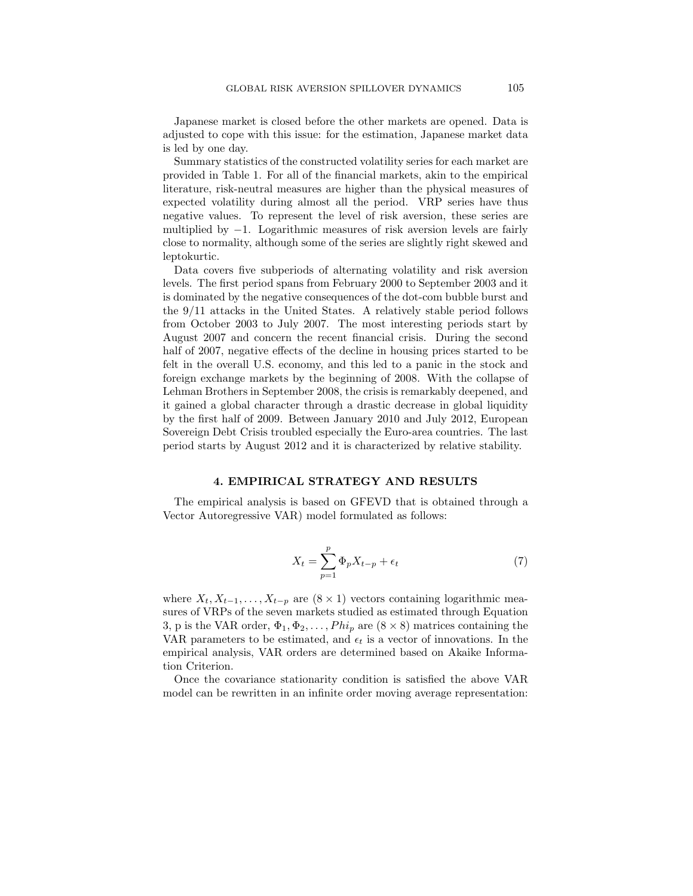Japanese market is closed before the other markets are opened. Data is adjusted to cope with this issue: for the estimation, Japanese market data is led by one day.

Summary statistics of the constructed volatility series for each market are provided in Table 1. For all of the financial markets, akin to the empirical literature, risk-neutral measures are higher than the physical measures of expected volatility during almost all the period. VRP series have thus negative values. To represent the level of risk aversion, these series are multiplied by $-1$. Logarithmic measures of risk aversion levels are fairly close to normality, although some of the series are slightly right skewed and leptokurtic.

Data covers five subperiods of alternating volatility and risk aversion levels. The first period spans from February 2000 to September 2003 and it is dominated by the negative consequences of the dot-com bubble burst and the 9/11 attacks in the United States. A relatively stable period follows from October 2003 to July 2007. The most interesting periods start by August 2007 and concern the recent financial crisis. During the second half of 2007, negative effects of the decline in housing prices started to be felt in the overall U.S. economy, and this led to a panic in the stock and foreign exchange markets by the beginning of 2008. With the collapse of Lehman Brothers in September 2008, the crisis is remarkably deepened, and it gained a global character through a drastic decrease in global liquidity by the first half of 2009. Between January 2010 and July 2012, European Sovereign Debt Crisis troubled especially the Euro-area countries. The last period starts by August 2012 and it is characterized by relative stability.

## 4. EMPIRICAL STRATEGY AND RESULTS

The empirical analysis is based on GFEVD that is obtained through a Vector Autoregressive VAR) model formulated as follows:

$$X_t = \sum_{p=1}^{p} \Phi_p X_{t-p} + \epsilon_t \tag{7}$$

where $X_t, X_{t-1}, \ldots, X_{t-p}$ are $(8 \times 1)$ vectors containing logarithmic measures of VRPs of the seven markets studied as estimated through Equation 3, p is the VAR order, $\Phi_1, \Phi_2, \ldots, Phi_p$ are $(8 \times 8)$ matrices containing the VAR parameters to be estimated, and $\epsilon_t$ is a vector of innovations. In the empirical analysis, VAR orders are determined based on Akaike Information Criterion.

Once the covariance stationarity condition is satisfied the above VAR model can be rewritten in an infinite order moving average representation: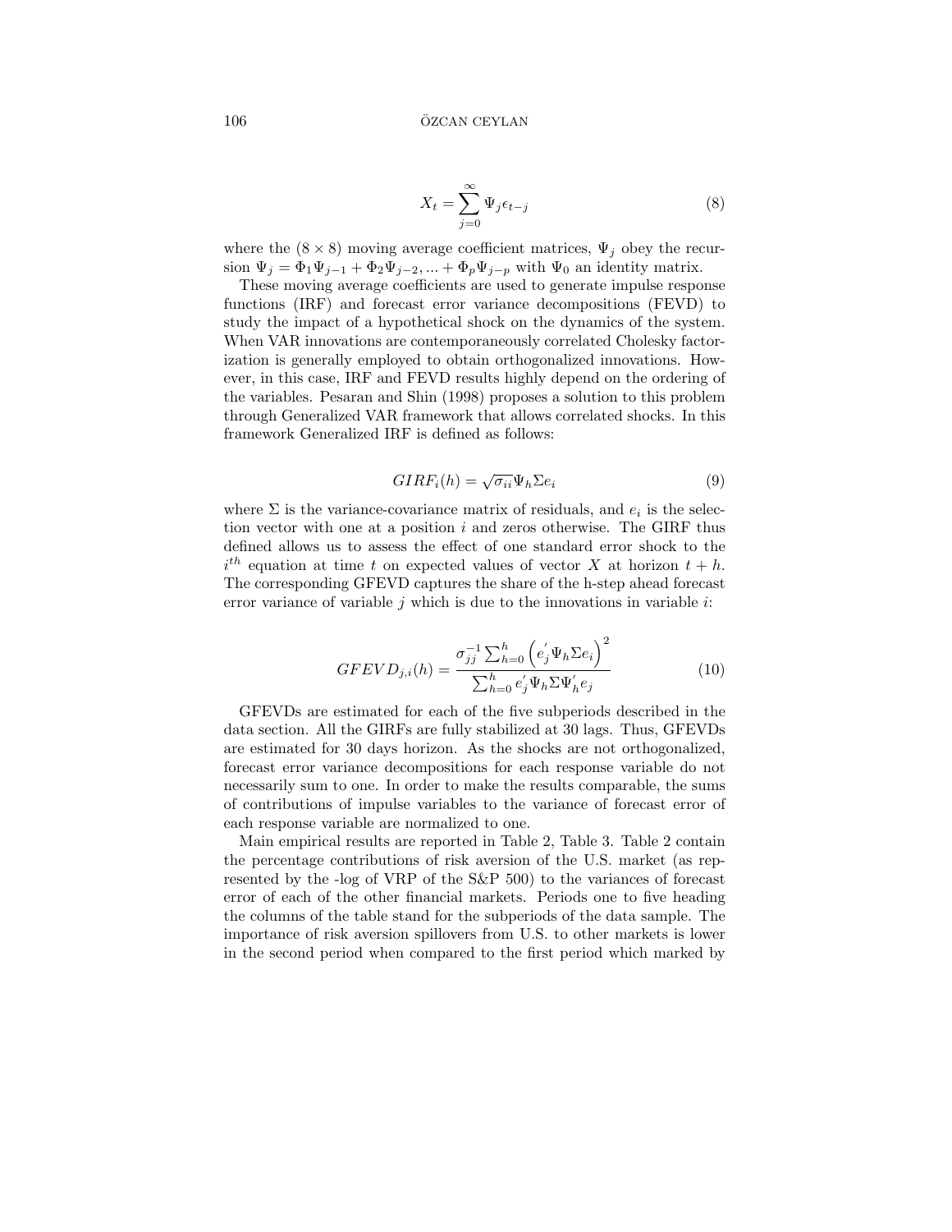$$X_t = \sum_{j=0}^{\infty} \Psi_j \epsilon_{t-j} \tag{8}$$

where the $(8 \times 8)$ moving average coefficient matrices, $\Psi_j$ obey the recursion $\Psi_j = \Phi_1 \Psi_{j-1} + \Phi_2 \Psi_{j-2}, ... + \Phi_p \Psi_{j-p}$ with $\Psi_0$ an identity matrix.

These moving average coefficients are used to generate impulse response functions (IRF) and forecast error variance decompositions (FEVD) to study the impact of a hypothetical shock on the dynamics of the system. When VAR innovations are contemporaneously correlated Cholesky factorization is generally employed to obtain orthogonalized innovations. However, in this case, IRF and FEVD results highly depend on the ordering of the variables. Pesaran and Shin (1998) proposes a solution to this problem through Generalized VAR framework that allows correlated shocks. In this framework Generalized IRF is defined as follows:

$$GIRF_i(h) = \sqrt{\sigma_{ii}} \Psi_h \Sigma e_i \tag{9}$$

where $\Sigma$ is the variance-covariance matrix of residuals, and $e_i$ is the selection vector with one at a position $i$ and zeros otherwise. The GIRF thus defined allows us to assess the effect of one standard error shock to the $i^{th}$ equation at time $t$ on expected values of vector $X$ at horizon $t+h$. The corresponding GFEVD captures the share of the h-step ahead forecast error variance of variable $j$ which is due to the innovations in variable $i$:

$$GFEVD_{j,i}(h) = \frac{\sigma_{jj}^{-1} \sum_{h=0}^{h} \left( e_j^{'} \Psi_h \Sigma e_i \right)^2}{\sum_{h=0}^{h} e_j^{'} \Psi_h \Sigma \Psi_h^{'} e_j} \tag{10}$$

GFEVDs are estimated for each of the five subperiods described in the data section. All the GIRFs are fully stabilized at 30 lags. Thus, GFEVDs are estimated for 30 days horizon. As the shocks are not orthogonalized, forecast error variance decompositions for each response variable do not necessarily sum to one. In order to make the results comparable, the sums of contributions of impulse variables to the variance of forecast error of each response variable are normalized to one.

Main empirical results are reported in Table 2, Table 3. Table 2 contain the percentage contributions of risk aversion of the U.S. market (as represented by the -log of VRP of the S&P 500) to the variances of forecast error of each of the other financial markets. Periods one to five heading the columns of the table stand for the subperiods of the data sample. The importance of risk aversion spillovers from U.S. to other markets is lower in the second period when compared to the first period which marked by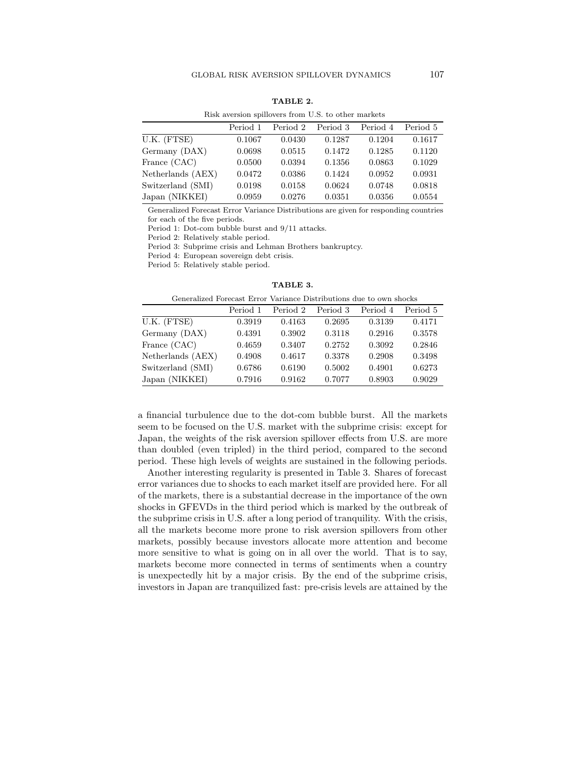**TABLE 2.**

Risk aversion spillovers from U.S. to other markets

| | Period 1 | Period 2 | Period 3 | Period 4 | Period 5 |
|---|---|---|---|---|---|
| U.K. (FTSE) | 0.1067 | 0.0430 | 0.1287 | 0.1204 | 0.1617 |
| Germany (DAX) | 0.0698 | 0.0515 | 0.1472 | 0.1285 | 0.1120 |
| France (CAC) | 0.0500 | 0.0394 | 0.1356 | 0.0863 | 0.1029 |
| Netherlands (AEX) | 0.0472 | 0.0386 | 0.1424 | 0.0952 | 0.0931 |
| Switzerland (SMI) | 0.0198 | 0.0158 | 0.0624 | 0.0748 | 0.0818 |
| Japan (NIKKEI) | 0.0959 | 0.0276 | 0.0351 | 0.0356 | 0.0554 |

Generalized Forecast Error Variance Distributions are given for responding countries for each of the five periods.

Period 1: Dot-com bubble burst and 9/11 attacks.

Period 2: Relatively stable period.

Period 3: Subprime crisis and Lehman Brothers bankruptcy.

Period 4: European sovereign debt crisis.

Period 5: Relatively stable period.

**TABLE 3.**

Generalized Forecast Error Variance Distributions due to own shocks

| | Period 1 | Period 2 | Period 3 | Period 4 | Period 5 |
|---|---|---|---|---|---|
| U.K. (FTSE) | 0.3919 | 0.4163 | 0.2695 | 0.3139 | 0.4171 |
| Germany (DAX) | 0.4391 | 0.3902 | 0.3118 | 0.2916 | 0.3578 |
| France (CAC) | 0.4659 | 0.3407 | 0.2752 | 0.3092 | 0.2846 |
| Netherlands (AEX) | 0.4908 | 0.4617 | 0.3378 | 0.2908 | 0.3498 |
| Switzerland (SMI) | 0.6786 | 0.6190 | 0.5002 | 0.4901 | 0.6273 |
| Japan (NIKKEI) | 0.7916 | 0.9162 | 0.7077 | 0.8903 | 0.9029 |

a financial turbulence due to the dot-com bubble burst. All the markets seem to be focused on the U.S. market with the subprime crisis: except for Japan, the weights of the risk aversion spillover effects from U.S. are more than doubled (even tripled) in the third period, compared to the second period. These high levels of weights are sustained in the following periods.

Another interesting regularity is presented in Table 3. Shares of forecast error variances due to shocks to each market itself are provided here. For all of the markets, there is a substantial decrease in the importance of the own shocks in GFEVDs in the third period which is marked by the outbreak of the subprime crisis in U.S. after a long period of tranquility. With the crisis, all the markets become more prone to risk aversion spillovers from other markets, possibly because investors allocate more attention and become more sensitive to what is going on in all over the world. That is to say, markets become more connected in terms of sentiments when a country is unexpectedly hit by a major crisis. By the end of the subprime crisis, investors in Japan are tranquilized fast: pre-crisis levels are attained by the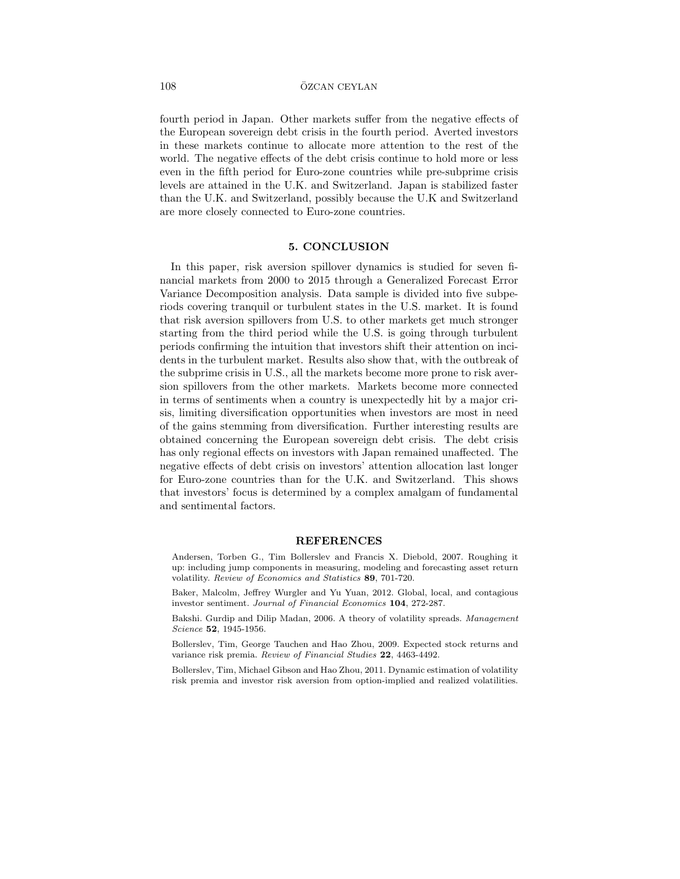fourth period in Japan. Other markets suffer from the negative effects of the European sovereign debt crisis in the fourth period. Averted investors in these markets continue to allocate more attention to the rest of the world. The negative effects of the debt crisis continue to hold more or less even in the fifth period for Euro-zone countries while pre-subprime crisis levels are attained in the U.K. and Switzerland. Japan is stabilized faster than the U.K. and Switzerland, possibly because the U.K and Switzerland are more closely connected to Euro-zone countries.

## 5. CONCLUSION

In this paper, risk aversion spillover dynamics is studied for seven financial markets from 2000 to 2015 through a Generalized Forecast Error Variance Decomposition analysis. Data sample is divided into five subperiods covering tranquil or turbulent states in the U.S. market. It is found that risk aversion spillovers from U.S. to other markets get much stronger starting from the third period while the U.S. is going through turbulent periods confirming the intuition that investors shift their attention on incidents in the turbulent market. Results also show that, with the outbreak of the subprime crisis in U.S., all the markets become more prone to risk aversion spillovers from the other markets. Markets become more connected in terms of sentiments when a country is unexpectedly hit by a major crisis, limiting diversification opportunities when investors are most in need of the gains stemming from diversification. Further interesting results are obtained concerning the European sovereign debt crisis. The debt crisis has only regional effects on investors with Japan remained unaffected. The negative effects of debt crisis on investors' attention allocation last longer for Euro-zone countries than for the U.K. and Switzerland. This shows that investors' focus is determined by a complex amalgam of fundamental and sentimental factors.

## REFERENCES

Andersen, Torben G., Tim Bollerslev and Francis X. Diebold, 2007. Roughing it up: including jump components in measuring, modeling and forecasting asset return volatility. *Review of Economics and Statistics* **89**, 701-720.

Baker, Malcolm, Jeffrey Wurgler and Yu Yuan, 2012. Global, local, and contagious investor sentiment. *Journal of Financial Economics* **104**, 272-287.

Bakshi. Gurdip and Dilip Madan, 2006. A theory of volatility spreads. *Management Science* **52**, 1945-1956.

Bollerslev, Tim, George Tauchen and Hao Zhou, 2009. Expected stock returns and variance risk premia. *Review of Financial Studies* **22**, 4463-4492.

Bollerslev, Tim, Michael Gibson and Hao Zhou, 2011. Dynamic estimation of volatility risk premia and investor risk aversion from option-implied and realized volatilities.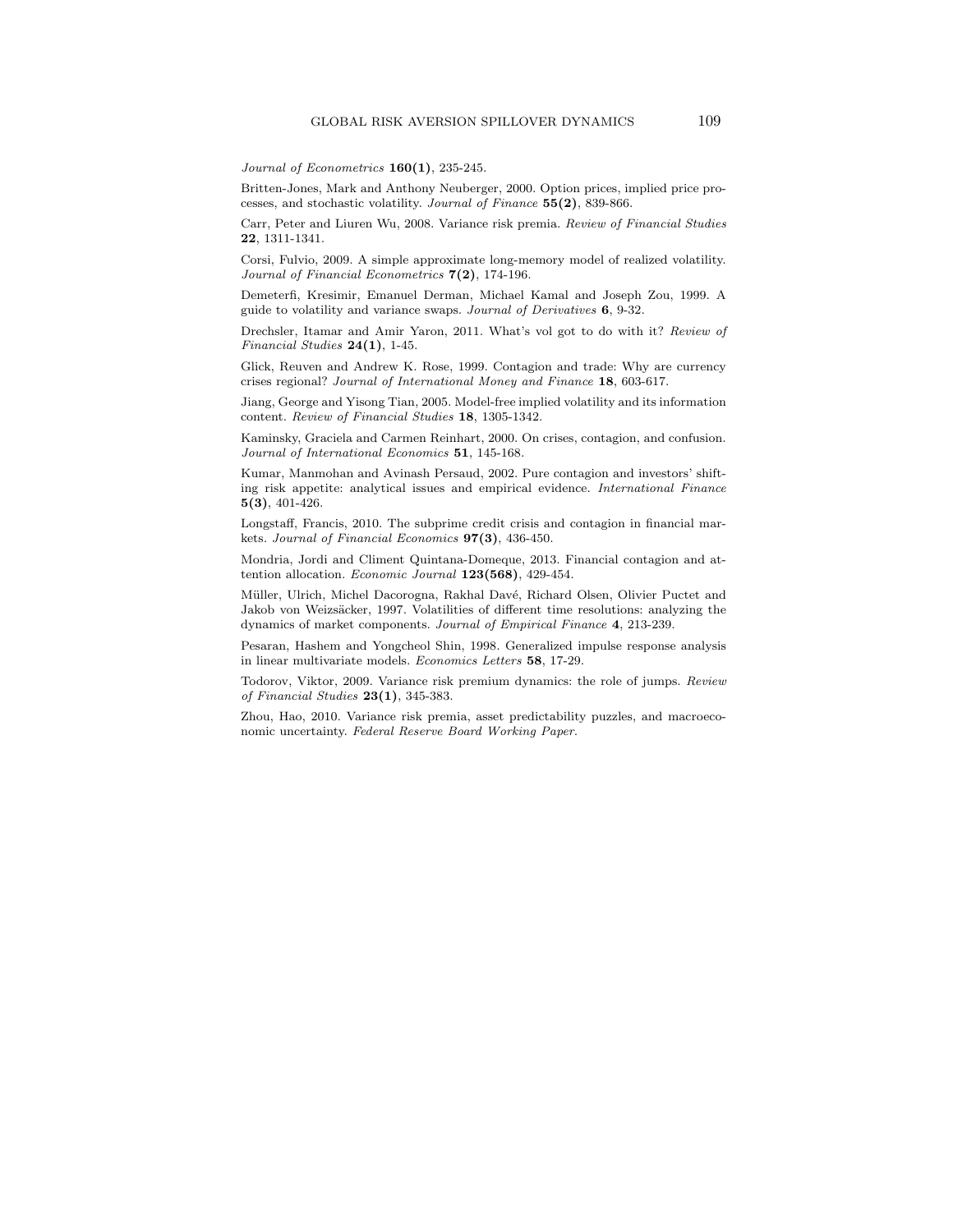*Journal of Econometrics* **160(1)**, 235-245.

Britten-Jones, Mark and Anthony Neuberger, 2000. Option prices, implied price processes, and stochastic volatility. *Journal of Finance* **55(2)**, 839-866.

Carr, Peter and Liuren Wu, 2008. Variance risk premia. *Review of Financial Studies* **22**, 1311-1341.

Corsi, Fulvio, 2009. A simple approximate long-memory model of realized volatility. *Journal of Financial Econometrics* **7(2)**, 174-196.

Demeterfi, Kresimir, Emanuel Derman, Michael Kamal and Joseph Zou, 1999. A guide to volatility and variance swaps. *Journal of Derivatives* **6**, 9-32.

Drechsler, Itamar and Amir Yaron, 2011. What's vol got to do with it? *Review of Financial Studies* **24(1)**, 1-45.

Glick, Reuven and Andrew K. Rose, 1999. Contagion and trade: Why are currency crises regional? *Journal of International Money and Finance* **18**, 603-617.

Jiang, George and Yisong Tian, 2005. Model-free implied volatility and its information content. *Review of Financial Studies* **18**, 1305-1342.

Kaminsky, Graciela and Carmen Reinhart, 2000. On crises, contagion, and confusion. *Journal of International Economics* **51**, 145-168.

Kumar, Manmohan and Avinash Persaud, 2002. Pure contagion and investors' shifting risk appetite: analytical issues and empirical evidence. *International Finance* **5(3)**, 401-426.

Longstaff, Francis, 2010. The subprime credit crisis and contagion in financial markets. *Journal of Financial Economics* **97(3)**, 436-450.

Mondria, Jordi and Climent Quintana-Domeque, 2013. Financial contagion and attention allocation. *Economic Journal* **123(568)**, 429-454.

Müller, Ulrich, Michel Dacorogna, Rakhal Davé, Richard Olsen, Olivier Puctet and Jakob von Weizsäcker, 1997. Volatilities of different time resolutions: analyzing the dynamics of market components. *Journal of Empirical Finance* **4**, 213-239.

Pesaran, Hashem and Yongcheol Shin, 1998. Generalized impulse response analysis in linear multivariate models. *Economics Letters* **58**, 17-29.

Todorov, Viktor, 2009. Variance risk premium dynamics: the role of jumps. *Review of Financial Studies* **23(1)**, 345-383.

Zhou, Hao, 2010. Variance risk premia, asset predictability puzzles, and macroeconomic uncertainty. *Federal Reserve Board Working Paper.*